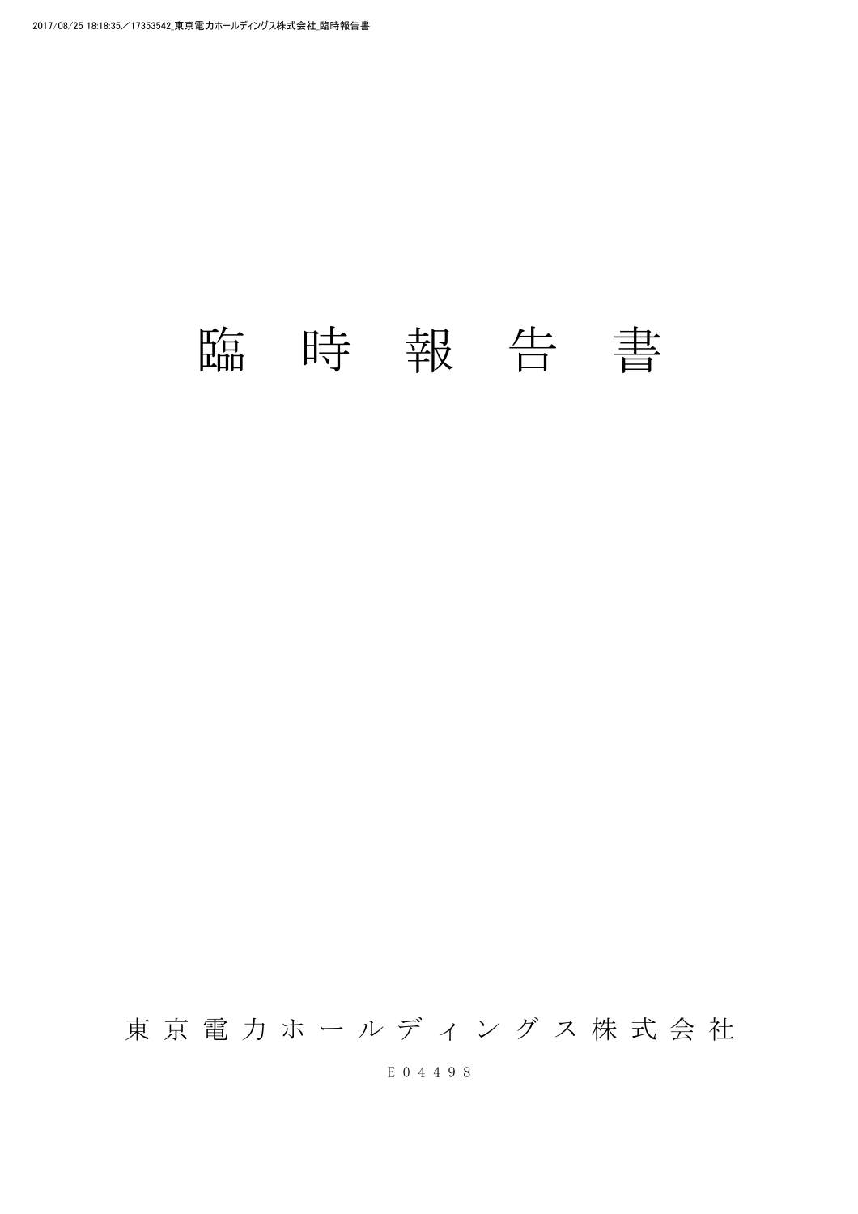# 臨時報告書

東京電力ホールディングス株式会社

E04498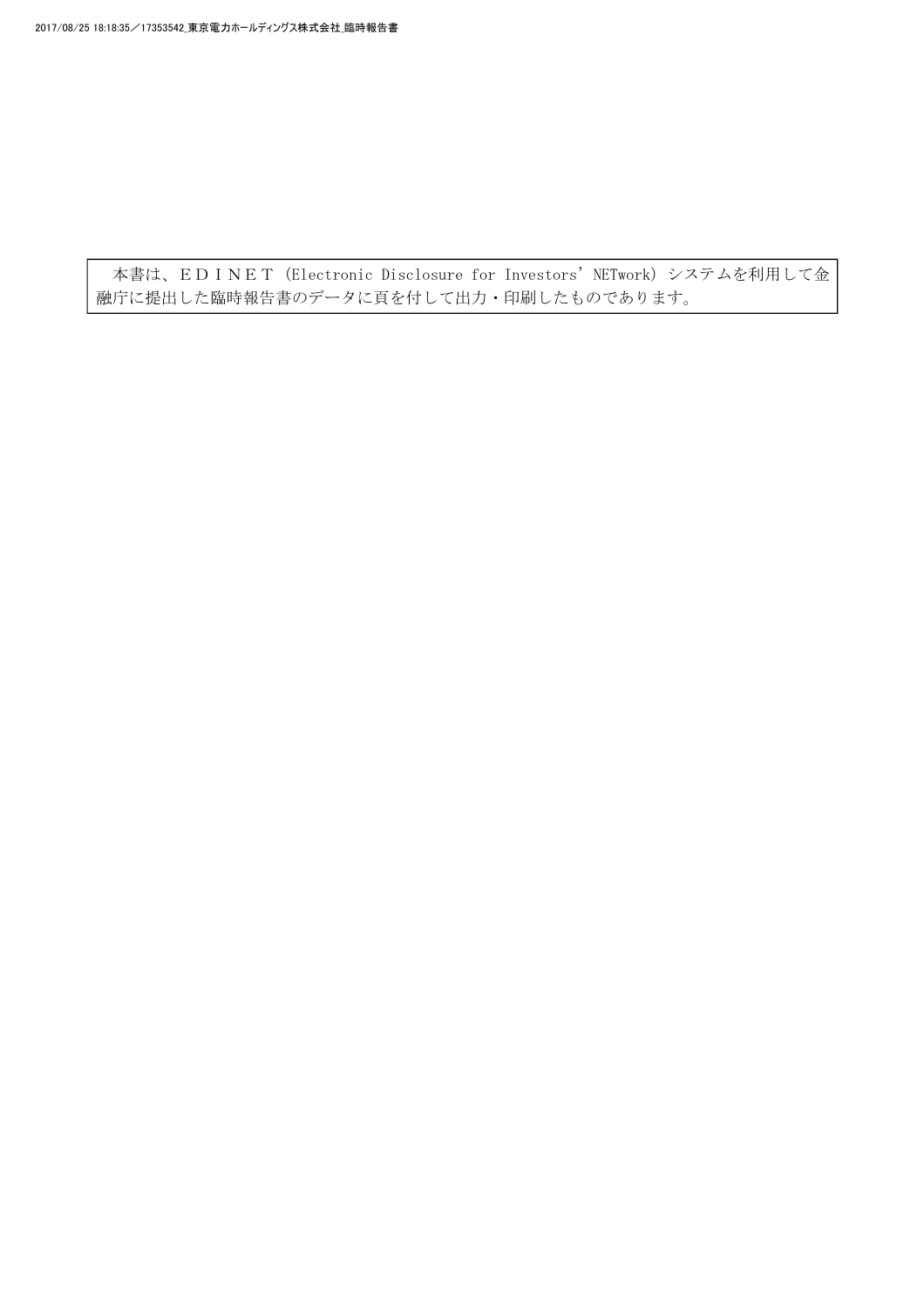本書は、ＥＤＩＮＥＴ（Electronic Disclosure for Investors’NETwork）システムを利用して金融庁に提出した臨時報告書のデータに頁を付して出力・印刷したものであります。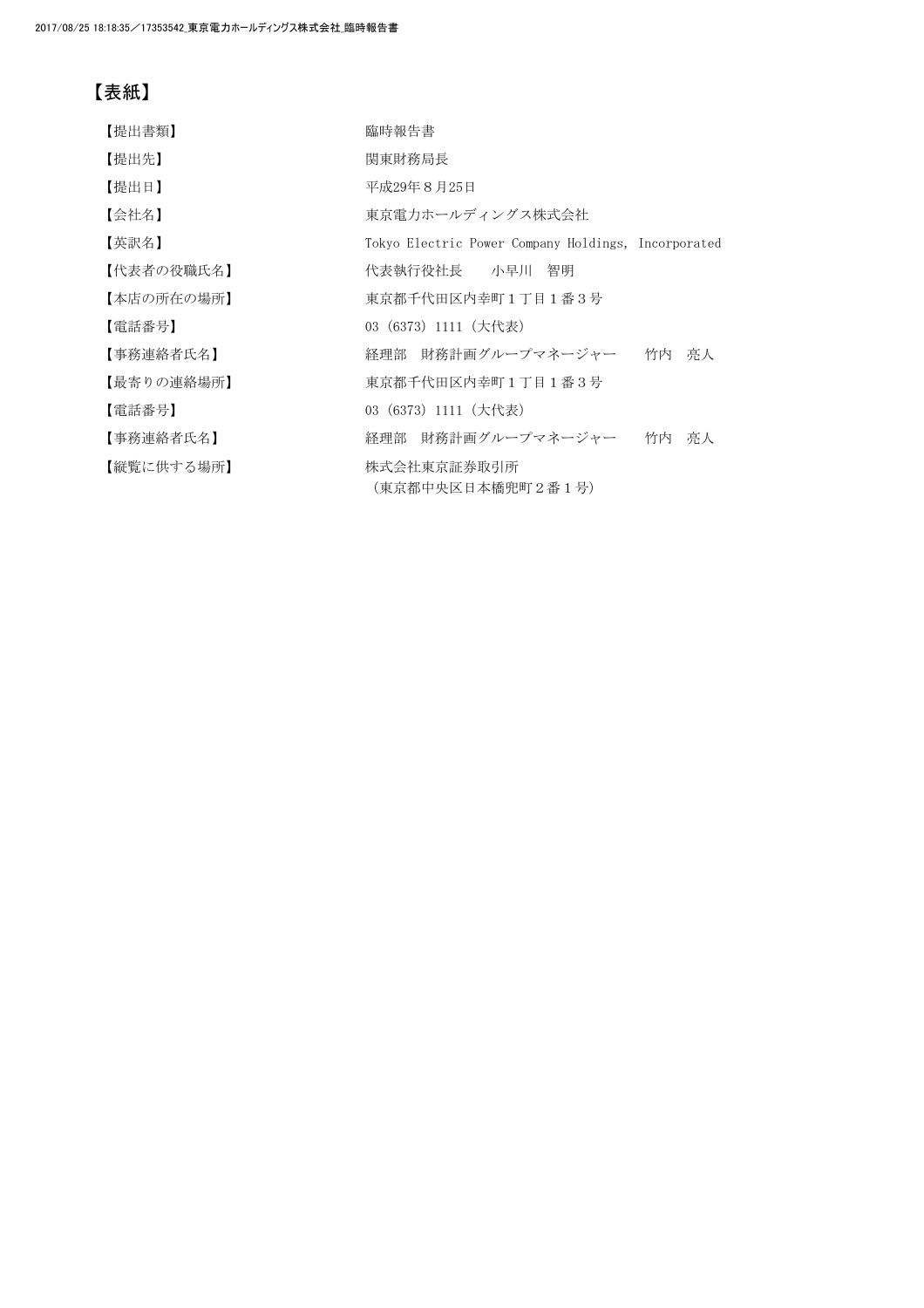# 【表紙】

| | |
|---|---|
| 【提出書類】 | 臨時報告書 |
| 【提出先】 | 関東財務局長 |
| 【提出日】 | 平成29年８月25日 |
| 【会社名】 | 東京電力ホールディングス株式会社 |
| 【英訳名】 | Tokyo Electric Power Company Holdings, Incorporated |
| 【代表者の役職氏名】 | 代表執行役社長　　小早川　智明 |
| 【本店の所在の場所】 | 東京都千代田区内幸町１丁目１番３号 |
| 【電話番号】 | 03 (6373) 1111 (大代表) |
| 【事務連絡者氏名】 | 経理部　財務計画グループマネージャー　　竹内　亮人 |
| 【最寄りの連絡場所】 | 東京都千代田区内幸町１丁目１番３号 |
| 【電話番号】 | 03 (6373) 1111 (大代表) |
| 【事務連絡者氏名】 | 経理部　財務計画グループマネージャー　　竹内　亮人 |
| 【縦覧に供する場所】 | 株式会社東京証券取引所<br>(東京都中央区日本橋兜町２番１号) |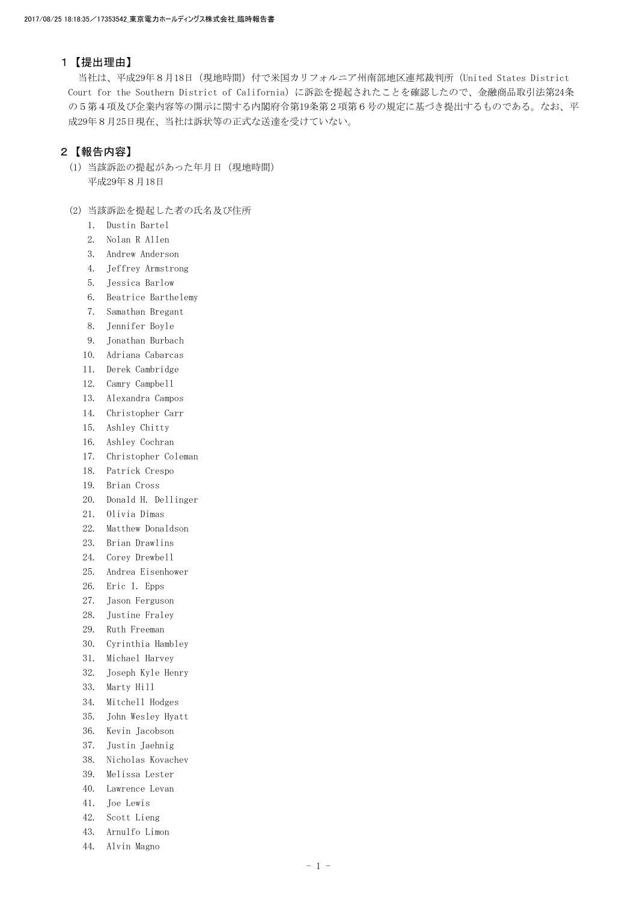## 1【提出理由】

当社は、平成29年８月18日（現地時間）付で米国カリフォルニア州南部地区連邦裁判所（United States District Court for the Southern District of California）に訴訟を提起されたことを確認したので、金融商品取引法第24条の５第４項及び企業内容等の開示に関する内閣府令第19条第２項第６号の規定に基づき提出するものである。なお、平成29年８月25日現在、当社は訴状等の正式な送達を受けていない。

## 2【報告内容】

(1) 当該訴訟の提起があった年月日（現地時間）

平成29年８月18日

(2) 当該訴訟を提起した者の氏名及び住所

1. Dustin Bartel
2. Nolan R Allen
3. Andrew Anderson
4. Jeffrey Armstrong
5. Jessica Barlow
6. Beatrice Barthelemy
7. Samathan Bregant
8. Jennifer Boyle
9. Jonathan Burbach
10. Adriana Cabarcas
11. Derek Cambridge
12. Camry Campbell
13. Alexandra Campos
14. Christopher Carr
15. Ashley Chitty
16. Ashley Cochran
17. Christopher Coleman
18. Patrick Crespo
19. Brian Cross
20. Donald H. Dellinger
21. Olivia Dimas
22. Matthew Donaldson
23. Brian Drawlins
24. Corey Drewbell
25. Andrea Eisenhower
26. Eric I. Epps
27. Jason Ferguson
28. Justine Fraley
29. Ruth Freeman
30. Cyrinthia Hambley
31. Michael Harvey
32. Joseph Kyle Henry
33. Marty Hill
34. Mitchell Hodges
35. John Wesley Hyatt
36. Kevin Jacobson
37. Justin Jaehnig
38. Nicholas Kovachev
39. Melissa Lester
40. Lawrence Levan
41. Joe Lewis
42. Scott Lieng
43. Arnulfo Limon
44. Alvin Magno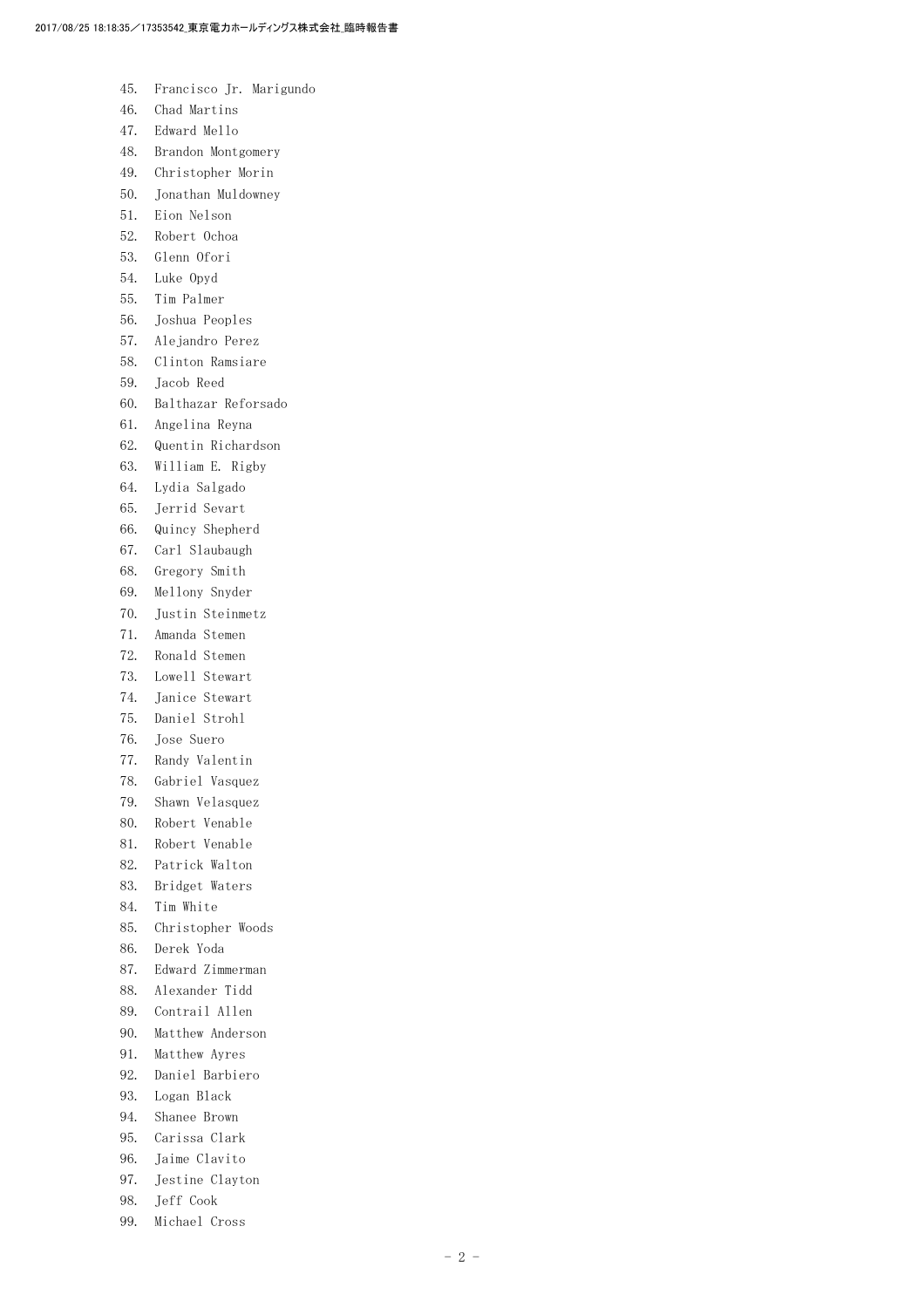45. Francisco Jr. Marigundo
46. Chad Martins
47. Edward Mello
48. Brandon Montgomery
49. Christopher Morin
50. Jonathan Muldowney
51. Eion Nelson
52. Robert Ochoa
53. Glenn Ofori
54. Luke Opyd
55. Tim Palmer
56. Joshua Peoples
57. Alejandro Perez
58. Clinton Ramsiare
59. Jacob Reed
60. Balthazar Reforsado
61. Angelina Reyna
62. Quentin Richardson
63. William E. Rigby
64. Lydia Salgado
65. Jerrid Sevart
66. Quincy Shepherd
67. Carl Slaubaugh
68. Gregory Smith
69. Mellony Snyder
70. Justin Steinmetz
71. Amanda Stemen
72. Ronald Stemen
73. Lowell Stewart
74. Janice Stewart
75. Daniel Strohl
76. Jose Suero
77. Randy Valentin
78. Gabriel Vasquez
79. Shawn Velasquez
80. Robert Venable
81. Robert Venable
82. Patrick Walton
83. Bridget Waters
84. Tim White
85. Christopher Woods
86. Derek Yoda
87. Edward Zimmerman
88. Alexander Tidd
89. Contrail Allen
90. Matthew Anderson
91. Matthew Ayres
92. Daniel Barbiero
93. Logan Black
94. Shanee Brown
95. Carissa Clark
96. Jaime Clavito
97. Jestine Clayton
98. Jeff Cook
99. Michael Cross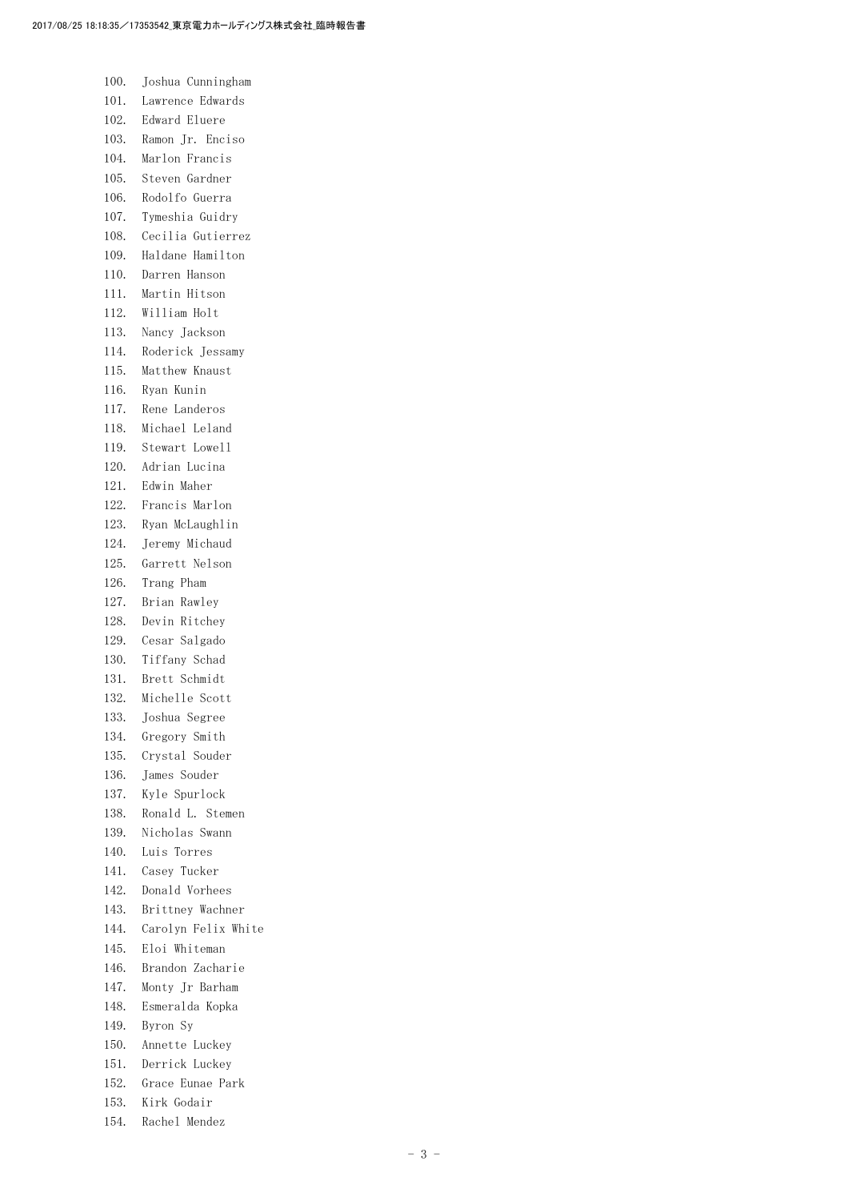100. Joshua Cunningham
101. Lawrence Edwards
102. Edward Eluere
103. Ramon Jr. Enciso
104. Marlon Francis
105. Steven Gardner
106. Rodolfo Guerra
107. Tymeshia Guidry
108. Cecilia Gutierrez
109. Haldane Hamilton
110. Darren Hanson
111. Martin Hitson
112. William Holt
113. Nancy Jackson
114. Roderick Jessamy
115. Matthew Knaust
116. Ryan Kunin
117. Rene Landeros
118. Michael Leland
119. Stewart Lowell
120. Adrian Lucina
121. Edwin Maher
122. Francis Marlon
123. Ryan McLaughlin
124. Jeremy Michaud
125. Garrett Nelson
126. Trang Pham
127. Brian Rawley
128. Devin Ritchey
129. Cesar Salgado
130. Tiffany Schad
131. Brett Schmidt
132. Michelle Scott
133. Joshua Segree
134. Gregory Smith
135. Crystal Souder
136. James Souder
137. Kyle Spurlock
138. Ronald L. Stemen
139. Nicholas Swann
140. Luis Torres
141. Casey Tucker
142. Donald Vorhees
143. Brittney Wachner
144. Carolyn Felix White
145. Eloi Whiteman
146. Brandon Zacharie
147. Monty Jr Barham
148. Esmeralda Kopka
149. Byron Sy
150. Annette Luckey
151. Derrick Luckey
152. Grace Eunae Park
153. Kirk Godair
154. Rachel Mendez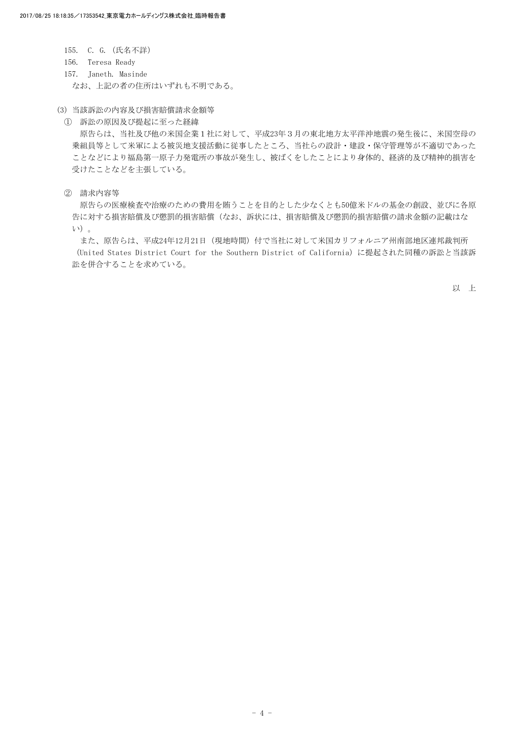155. C. G.（氏名不詳）
156. Teresa Ready
157. Janeth. Masinde

なお、上記の者の住所はいずれも不明である。

(3) 当該訴訟の内容及び損害賠償請求金額等

① 訴訟の原因及び提起に至った経緯

原告らは、当社及び他の米国企業１社に対して、平成23年３月の東北地方太平洋沖地震の発生後に、米国空母の乗組員等として米軍による被災地支援活動に従事したところ、当社らの設計・建設・保守管理等が不適切であったことなどにより福島第一原子力発電所の事故が発生し、被ばくをしたことにより身体的、経済的及び精神的損害を受けたことなどを主張している。

② 請求内容等

原告らの医療検査や治療のための費用を賄うことを目的とした少なくとも50億米ドルの基金の創設、並びに各原告に対する損害賠償及び懲罰的損害賠償（なお、訴状には、損害賠償及び懲罰的損害賠償の請求金額の記載はない）。

また、原告らは、平成24年12月21日（現地時間）付で当社に対して米国カリフォルニア州南部地区連邦裁判所（United States District Court for the Southern District of California）に提起された同種の訴訟と当該訴訟を併合することを求めている。

以　上